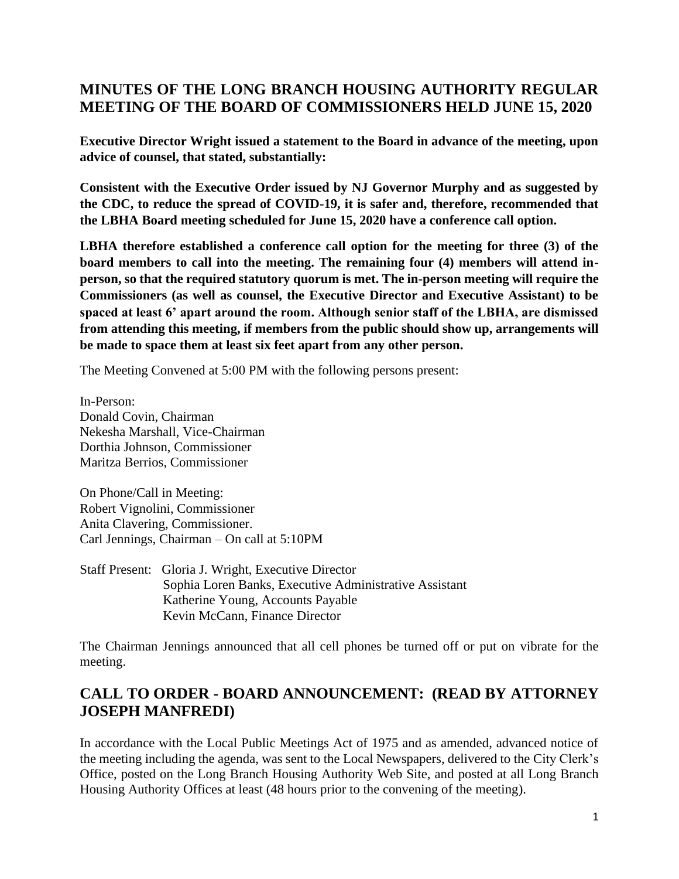## MINUTES OF THE LONG BRANCH HOUSING AUTHORITY REGULAR MEETING OF THE BOARD OF COMMISSIONERS HELD JUNE 15, 2020

**Executive Director Wright issued a statement to the Board in advance of the meeting, upon advice of counsel, that stated, substantially:**

**Consistent with the Executive Order issued by NJ Governor Murphy and as suggested by the CDC, to reduce the spread of COVID-19, it is safer and, therefore, recommended that the LBHA Board meeting scheduled for June 15, 2020 have a conference call option.**

**LBHA therefore established a conference call option for the meeting for three (3) of the board members to call into the meeting. The remaining four (4) members will attend in-person, so that the required statutory quorum is met. The in-person meeting will require the Commissioners (as well as counsel, the Executive Director and Executive Assistant) to be spaced at least 6' apart around the room. Although senior staff of the LBHA, are dismissed from attending this meeting, if members from the public should show up, arrangements will be made to space them at least six feet apart from any other person.**

The Meeting Convened at 5:00 PM with the following persons present:

In-Person:
Donald Covin, Chairman
Nekesha Marshall, Vice-Chairman
Dorthia Johnson, Commissioner
Maritza Berrios, Commissioner

On Phone/Call in Meeting:
Robert Vignolini, Commissioner
Anita Clavering, Commissioner.
Carl Jennings, Chairman – On call at 5:10PM

Staff Present: Gloria J. Wright, Executive Director
Sophia Loren Banks, Executive Administrative Assistant
Katherine Young, Accounts Payable
Kevin McCann, Finance Director

The Chairman Jennings announced that all cell phones be turned off or put on vibrate for the meeting.

## CALL TO ORDER - BOARD ANNOUNCEMENT: (READ BY ATTORNEY JOSEPH MANFREDI)

In accordance with the Local Public Meetings Act of 1975 and as amended, advanced notice of the meeting including the agenda, was sent to the Local Newspapers, delivered to the City Clerk's Office, posted on the Long Branch Housing Authority Web Site, and posted at all Long Branch Housing Authority Offices at least (48 hours prior to the convening of the meeting).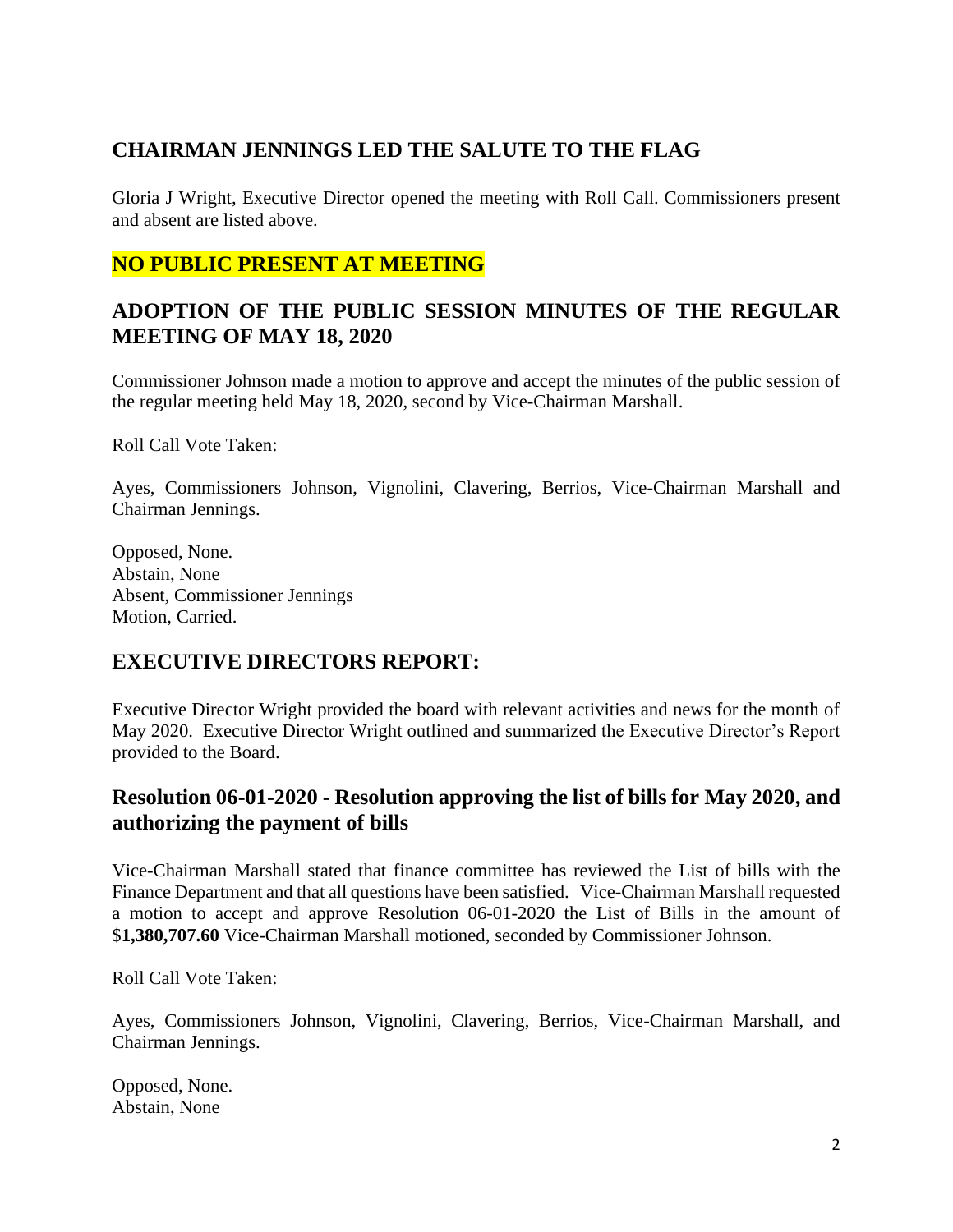## CHAIRMAN JENNINGS LED THE SALUTE TO THE FLAG

Gloria J Wright, Executive Director opened the meeting with Roll Call. Commissioners present and absent are listed above.

## NO PUBLIC PRESENT AT MEETING

## ADOPTION OF THE PUBLIC SESSION MINUTES OF THE REGULAR MEETING OF MAY 18, 2020

Commissioner Johnson made a motion to approve and accept the minutes of the public session of the regular meeting held May 18, 2020, second by Vice-Chairman Marshall.

Roll Call Vote Taken:

Ayes, Commissioners Johnson, Vignolini, Clavering, Berrios, Vice-Chairman Marshall and Chairman Jennings.

Opposed, None.
Abstain, None
Absent, Commissioner Jennings
Motion, Carried.

## EXECUTIVE DIRECTORS REPORT:

Executive Director Wright provided the board with relevant activities and news for the month of May 2020. Executive Director Wright outlined and summarized the Executive Director's Report provided to the Board.

### Resolution 06-01-2020 - Resolution approving the list of bills for May 2020, and authorizing the payment of bills

Vice-Chairman Marshall stated that finance committee has reviewed the List of bills with the Finance Department and that all questions have been satisfied. Vice-Chairman Marshall requested a motion to accept and approve Resolution 06-01-2020 the List of Bills in the amount of $**1,380,707.60** Vice-Chairman Marshall motioned, seconded by Commissioner Johnson.

Roll Call Vote Taken:

Ayes, Commissioners Johnson, Vignolini, Clavering, Berrios, Vice-Chairman Marshall, and Chairman Jennings.

Opposed, None.
Abstain, None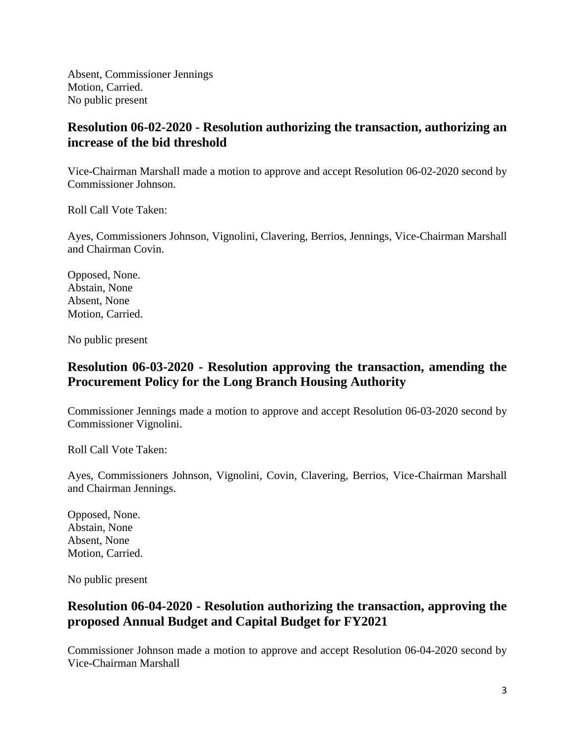Absent, Commissioner Jennings
Motion, Carried.
No public present

## Resolution 06-02-2020 - Resolution authorizing the transaction, authorizing an increase of the bid threshold

Vice-Chairman Marshall made a motion to approve and accept Resolution 06-02-2020 second by Commissioner Johnson.

Roll Call Vote Taken:

Ayes, Commissioners Johnson, Vignolini, Clavering, Berrios, Jennings, Vice-Chairman Marshall and Chairman Covin.

Opposed, None.
Abstain, None
Absent, None
Motion, Carried.

No public present

## Resolution 06-03-2020 - Resolution approving the transaction, amending the Procurement Policy for the Long Branch Housing Authority

Commissioner Jennings made a motion to approve and accept Resolution 06-03-2020 second by Commissioner Vignolini.

Roll Call Vote Taken:

Ayes, Commissioners Johnson, Vignolini, Covin, Clavering, Berrios, Vice-Chairman Marshall and Chairman Jennings.

Opposed, None.
Abstain, None
Absent, None
Motion, Carried.

No public present

## Resolution 06-04-2020 - Resolution authorizing the transaction, approving the proposed Annual Budget and Capital Budget for FY2021

Commissioner Johnson made a motion to approve and accept Resolution 06-04-2020 second by Vice-Chairman Marshall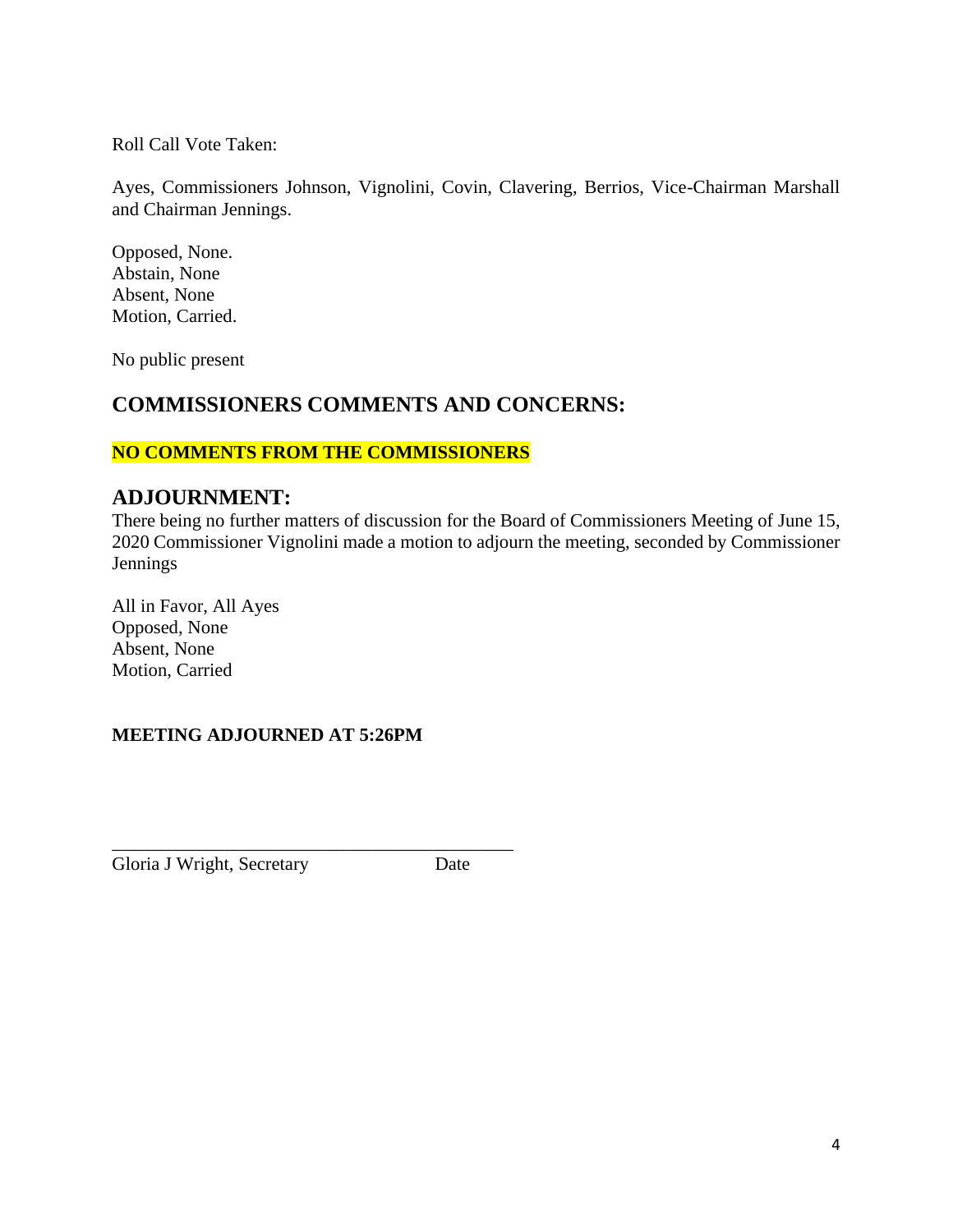Roll Call Vote Taken:

Ayes, Commissioners Johnson, Vignolini, Covin, Clavering, Berrios, Vice-Chairman Marshall and Chairman Jennings.

Opposed, None.
Abstain, None
Absent, None
Motion, Carried.

No public present

## COMMISSIONERS COMMENTS AND CONCERNS:

**NO COMMENTS FROM THE COMMISSIONERS**

## ADJOURNMENT:

There being no further matters of discussion for the Board of Commissioners Meeting of June 15, 2020 Commissioner Vignolini made a motion to adjourn the meeting, seconded by Commissioner Jennings

All in Favor, All Ayes
Opposed, None
Absent, None
Motion, Carried

**MEETING ADJOURNED AT 5:26PM**

_____________________________________________
Gloria J Wright, Secretary                    Date